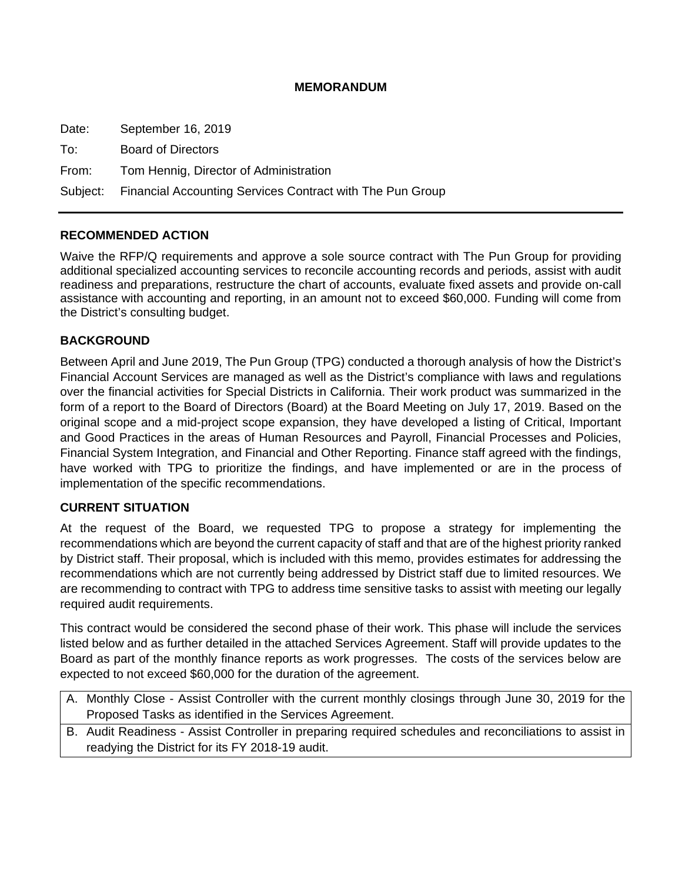# MEMORANDUM

Date: September 16, 2019

To: Board of Directors

From: Tom Hennig, Director of Administration

Subject: Financial Accounting Services Contract with The Pun Group

---

## RECOMMENDED ACTION

Waive the RFP/Q requirements and approve a sole source contract with The Pun Group for providing additional specialized accounting services to reconcile accounting records and periods, assist with audit readiness and preparations, restructure the chart of accounts, evaluate fixed assets and provide on-call assistance with accounting and reporting, in an amount not to exceed $60,000. Funding will come from the District's consulting budget.

## BACKGROUND

Between April and June 2019, The Pun Group (TPG) conducted a thorough analysis of how the District's Financial Account Services are managed as well as the District's compliance with laws and regulations over the financial activities for Special Districts in California. Their work product was summarized in the form of a report to the Board of Directors (Board) at the Board Meeting on July 17, 2019. Based on the original scope and a mid-project scope expansion, they have developed a listing of Critical, Important and Good Practices in the areas of Human Resources and Payroll, Financial Processes and Policies, Financial System Integration, and Financial and Other Reporting. Finance staff agreed with the findings, have worked with TPG to prioritize the findings, and have implemented or are in the process of implementation of the specific recommendations.

## CURRENT SITUATION

At the request of the Board, we requested TPG to propose a strategy for implementing the recommendations which are beyond the current capacity of staff and that are of the highest priority ranked by District staff. Their proposal, which is included with this memo, provides estimates for addressing the recommendations which are not currently being addressed by District staff due to limited resources. We are recommending to contract with TPG to address time sensitive tasks to assist with meeting our legally required audit requirements.

This contract would be considered the second phase of their work. This phase will include the services listed below and as further detailed in the attached Services Agreement. Staff will provide updates to the Board as part of the monthly finance reports as work progresses. The costs of the services below are expected to not exceed $60,000 for the duration of the agreement.

| |
|---|
| A. Monthly Close - Assist Controller with the current monthly closings through June 30, 2019 for the Proposed Tasks as identified in the Services Agreement. |
| B. Audit Readiness - Assist Controller in preparing required schedules and reconciliations to assist in readying the District for its FY 2018-19 audit. |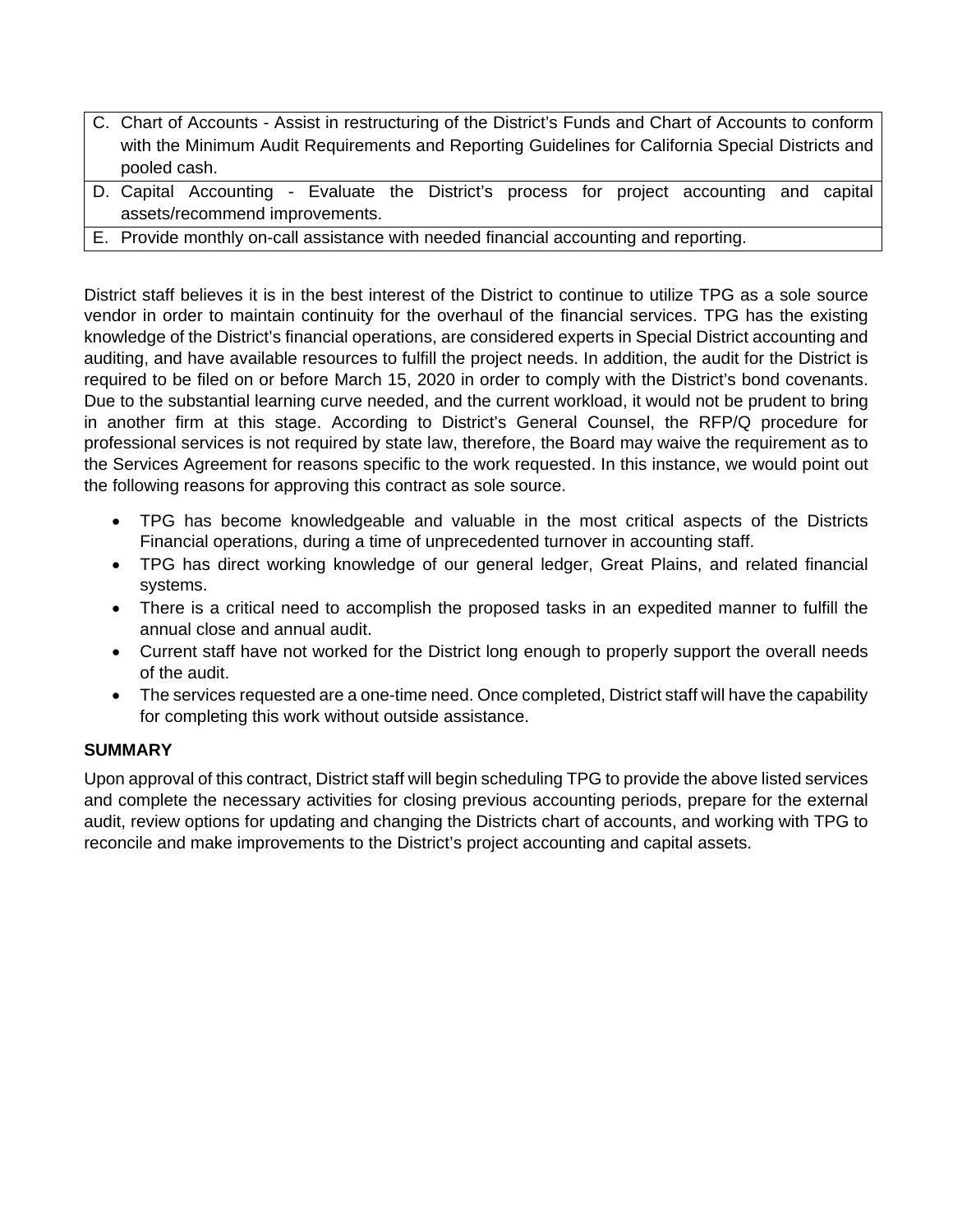| |
|---|
| C. Chart of Accounts - Assist in restructuring of the District's Funds and Chart of Accounts to conform with the Minimum Audit Requirements and Reporting Guidelines for California Special Districts and pooled cash. |
| D. Capital Accounting - Evaluate the District's process for project accounting and capital assets/recommend improvements. |
| E. Provide monthly on-call assistance with needed financial accounting and reporting. |

District staff believes it is in the best interest of the District to continue to utilize TPG as a sole source vendor in order to maintain continuity for the overhaul of the financial services. TPG has the existing knowledge of the District's financial operations, are considered experts in Special District accounting and auditing, and have available resources to fulfill the project needs. In addition, the audit for the District is required to be filed on or before March 15, 2020 in order to comply with the District's bond covenants. Due to the substantial learning curve needed, and the current workload, it would not be prudent to bring in another firm at this stage. According to District's General Counsel, the RFP/Q procedure for professional services is not required by state law, therefore, the Board may waive the requirement as to the Services Agreement for reasons specific to the work requested. In this instance, we would point out the following reasons for approving this contract as sole source.

- TPG has become knowledgeable and valuable in the most critical aspects of the Districts Financial operations, during a time of unprecedented turnover in accounting staff.
- TPG has direct working knowledge of our general ledger, Great Plains, and related financial systems.
- There is a critical need to accomplish the proposed tasks in an expedited manner to fulfill the annual close and annual audit.
- Current staff have not worked for the District long enough to properly support the overall needs of the audit.
- The services requested are a one-time need. Once completed, District staff will have the capability for completing this work without outside assistance.

**SUMMARY**

Upon approval of this contract, District staff will begin scheduling TPG to provide the above listed services and complete the necessary activities for closing previous accounting periods, prepare for the external audit, review options for updating and changing the Districts chart of accounts, and working with TPG to reconcile and make improvements to the District's project accounting and capital assets.